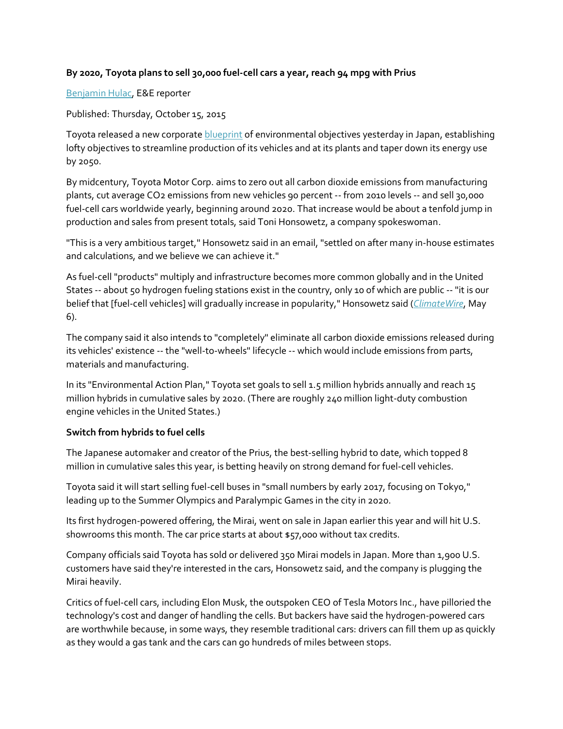**By 2020, Toyota plans to sell 30,000 fuel-cell cars a year, reach 94 mpg with Prius**

Benjamin Hulac, E&E reporter

Published: Thursday, October 15, 2015

Toyota released a new corporate blueprint of environmental objectives yesterday in Japan, establishing lofty objectives to streamline production of its vehicles and at its plants and taper down its energy use by 2050.

By midcentury, Toyota Motor Corp. aims to zero out all carbon dioxide emissions from manufacturing plants, cut average $CO_2$ emissions from new vehicles 90 percent -- from 2010 levels -- and sell 30,000 fuel-cell cars worldwide yearly, beginning around 2020. That increase would be about a tenfold jump in production and sales from present totals, said Toni Honsowetz, a company spokeswoman.

"This is a very ambitious target," Honsowetz said in an email, "settled on after many in-house estimates and calculations, and we believe we can achieve it."

As fuel-cell "products" multiply and infrastructure becomes more common globally and in the United States -- about 50 hydrogen fueling stations exist in the country, only 10 of which are public -- "it is our belief that [fuel-cell vehicles] will gradually increase in popularity," Honsowetz said (*ClimateWire*, May 6).

The company said it also intends to "completely" eliminate all carbon dioxide emissions released during its vehicles' existence -- the "well-to-wheels" lifecycle -- which would include emissions from parts, materials and manufacturing.

In its "Environmental Action Plan," Toyota set goals to sell 1.5 million hybrids annually and reach 15 million hybrids in cumulative sales by 2020. (There are roughly 240 million light-duty combustion engine vehicles in the United States.)

**Switch from hybrids to fuel cells**

The Japanese automaker and creator of the Prius, the best-selling hybrid to date, which topped 8 million in cumulative sales this year, is betting heavily on strong demand for fuel-cell vehicles.

Toyota said it will start selling fuel-cell buses in "small numbers by early 2017, focusing on Tokyo," leading up to the Summer Olympics and Paralympic Games in the city in 2020.

Its first hydrogen-powered offering, the Mirai, went on sale in Japan earlier this year and will hit U.S. showrooms this month. The car price starts at about $57,000 without tax credits.

Company officials said Toyota has sold or delivered 350 Mirai models in Japan. More than 1,900 U.S. customers have said they're interested in the cars, Honsowetz said, and the company is plugging the Mirai heavily.

Critics of fuel-cell cars, including Elon Musk, the outspoken CEO of Tesla Motors Inc., have pilloried the technology's cost and danger of handling the cells. But backers have said the hydrogen-powered cars are worthwhile because, in some ways, they resemble traditional cars: drivers can fill them up as quickly as they would a gas tank and the cars can go hundreds of miles between stops.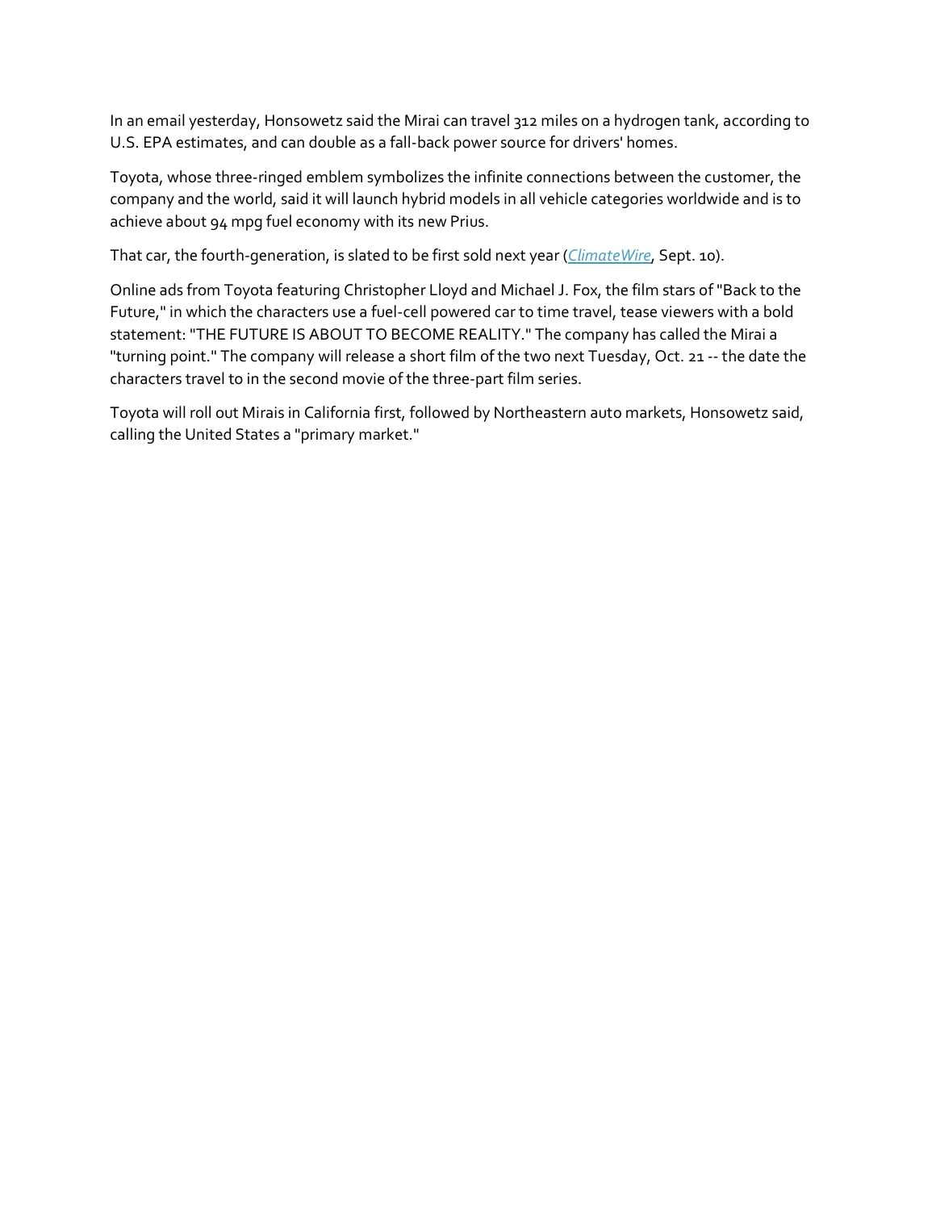In an email yesterday, Honsowetz said the Mirai can travel 312 miles on a hydrogen tank, according to U.S. EPA estimates, and can double as a fall-back power source for drivers' homes.

Toyota, whose three-ringed emblem symbolizes the infinite connections between the customer, the company and the world, said it will launch hybrid models in all vehicle categories worldwide and is to achieve about 94 mpg fuel economy with its new Prius.

That car, the fourth-generation, is slated to be first sold next year (*ClimateWire*, Sept. 10).

Online ads from Toyota featuring Christopher Lloyd and Michael J. Fox, the film stars of "Back to the Future," in which the characters use a fuel-cell powered car to time travel, tease viewers with a bold statement: "THE FUTURE IS ABOUT TO BECOME REALITY." The company has called the Mirai a "turning point." The company will release a short film of the two next Tuesday, Oct. 21 -- the date the characters travel to in the second movie of the three-part film series.

Toyota will roll out Mirais in California first, followed by Northeastern auto markets, Honsowetz said, calling the United States a "primary market."